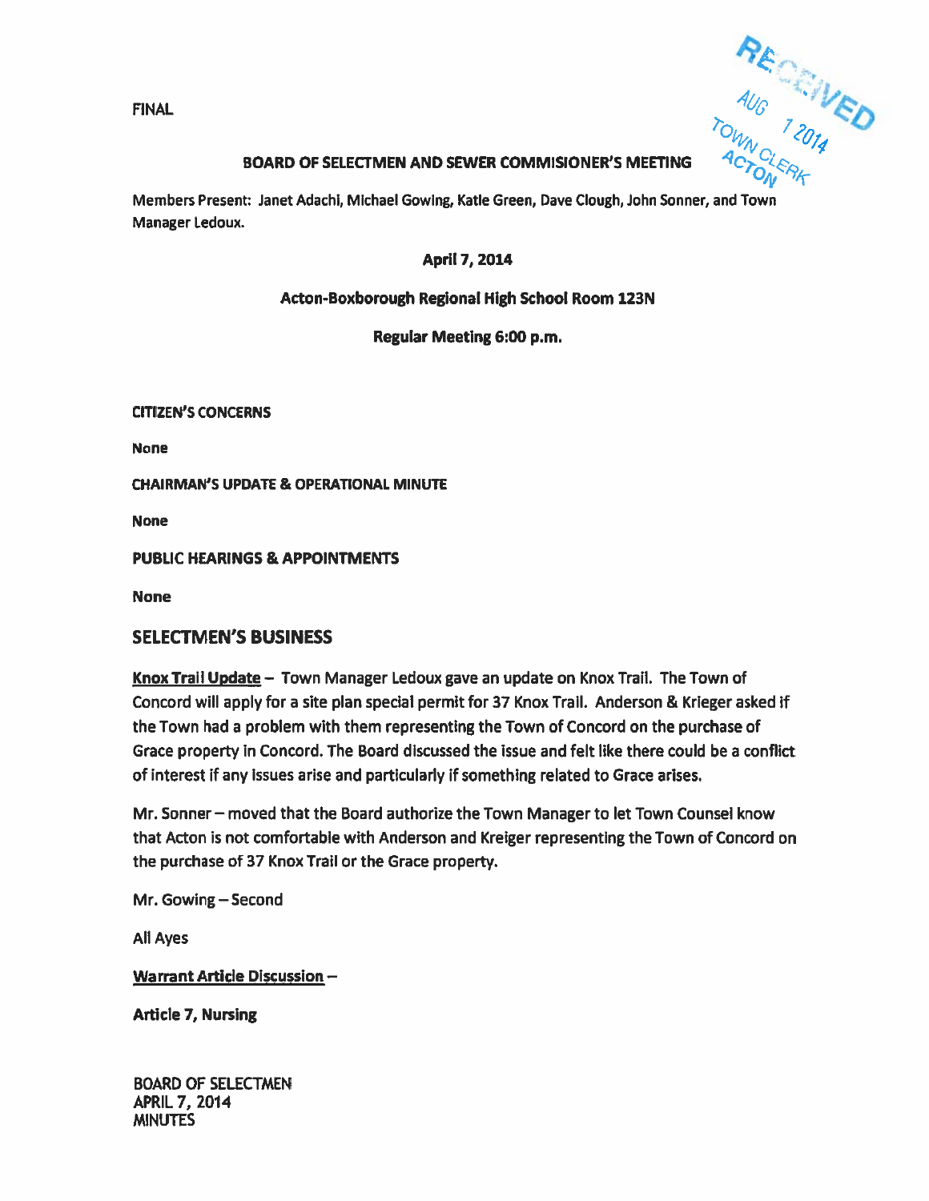FINAL

RECEIVED
AUG 1 2014
TOWN CLERK
ACTON

## BOARD OF SELECTMEN AND SEWER COMMISIONER'S MEETING

Members Present: Janet Adachi, Michael Gowing, Katie Green, Dave Clough, John Sonner, and Town Manager Ledoux.

**April 7, 2014**

**Acton-Boxborough Regional High School Room 123N**

**Regular Meeting 6:00 p.m.**

**CITIZEN'S CONCERNS**

None

**CHAIRMAN'S UPDATE & OPERATIONAL MINUTE**

None

**PUBLIC HEARINGS & APPOINTMENTS**

None

## SELECTMEN'S BUSINESS

**Knox Trail Update** – Town Manager Ledoux gave an update on Knox Trail. The Town of Concord will apply for a site plan special permit for 37 Knox Trail. Anderson & Krieger asked if the Town had a problem with them representing the Town of Concord on the purchase of Grace property in Concord. The Board discussed the issue and felt like there could be a conflict of interest if any issues arise and particularly if something related to Grace arises.

Mr. Sonner – moved that the Board authorize the Town Manager to let Town Counsel know that Acton is not comfortable with Anderson and Kreiger representing the Town of Concord on the purchase of 37 Knox Trail or the Grace property.

Mr. Gowing – Second

All Ayes

**Warrant Article Discussion** –

**Article 7, Nursing**

BOARD OF SELECTMEN
APRIL 7, 2014
MINUTES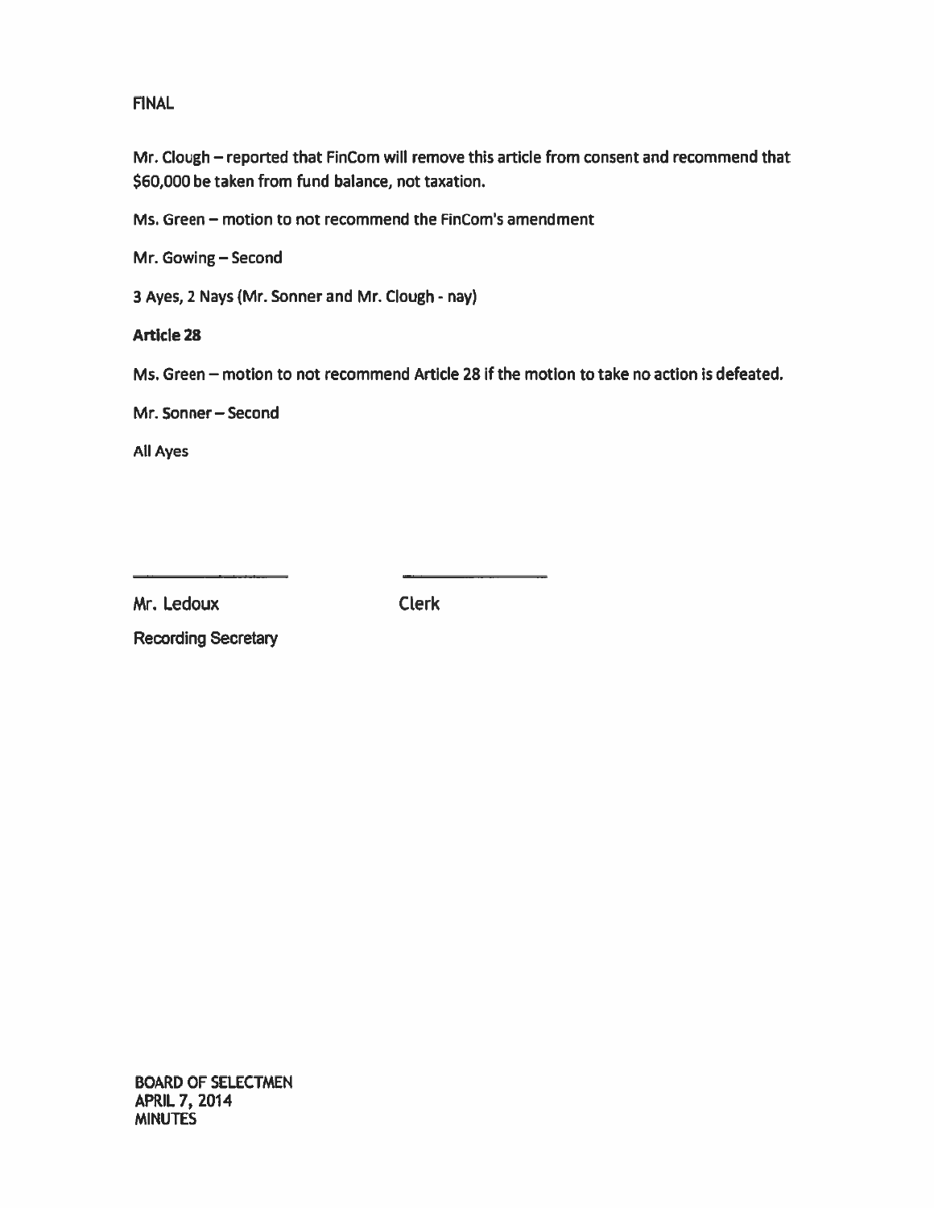Mr. Clough – reported that FinCom will remove this article from consent and recommend that $60,000 be taken from fund balance, not taxation.

Ms. Green – motion to not recommend the FinCom's amendment

Mr. Gowing – Second

3 Ayes, 2 Nays (Mr. Sonner and Mr. Clough - nay)

**Article 28**

Ms. Green – motion to not recommend Article 28 if the motion to take no action is defeated.

Mr. Sonner – Second

All Ayes

\_\_\_\_\_\_\_\_\_\_\_\_\_\_\_\_\_\_\_\_ \_\_\_\_\_\_\_\_\_\_\_\_\_\_\_\_\_\_\_\_

Mr. Ledoux Clerk

Recording Secretary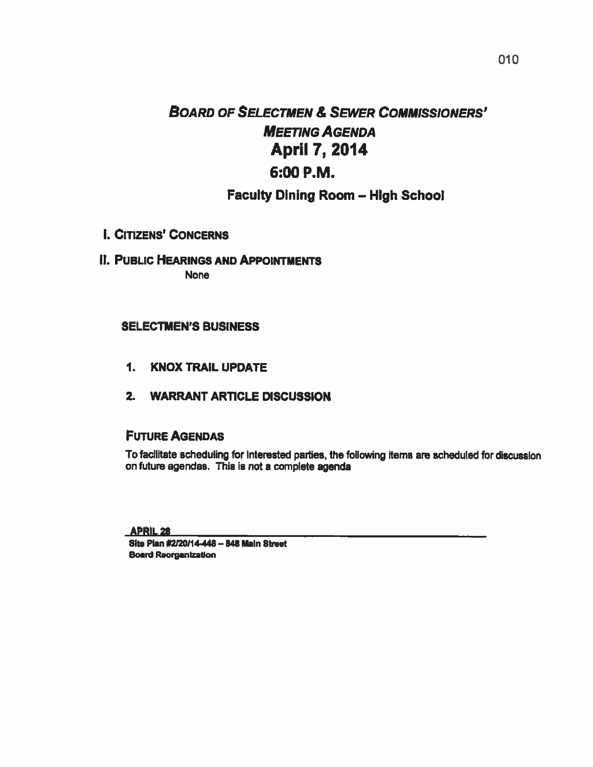# *Board of Selectmen & Sewer Commissioners' Meeting Agenda*

## April 7, 2014

## 6:00 P.M.

### Faculty Dining Room – High School

**I. Citizens' Concerns**

**II. Public Hearings and Appointments**

None

**SELECTMEN'S BUSINESS**

1. **KNOX TRAIL UPDATE**
2. **WARRANT ARTICLE DISCUSSION**

**Future Agendas**

To facilitate scheduling for interested parties, the following items are scheduled for discussion on future agendas. This is not a complete agenda

**APRIL 28**

Site Plan #2/20/14-448 – 848 Main Street

Board Reorganization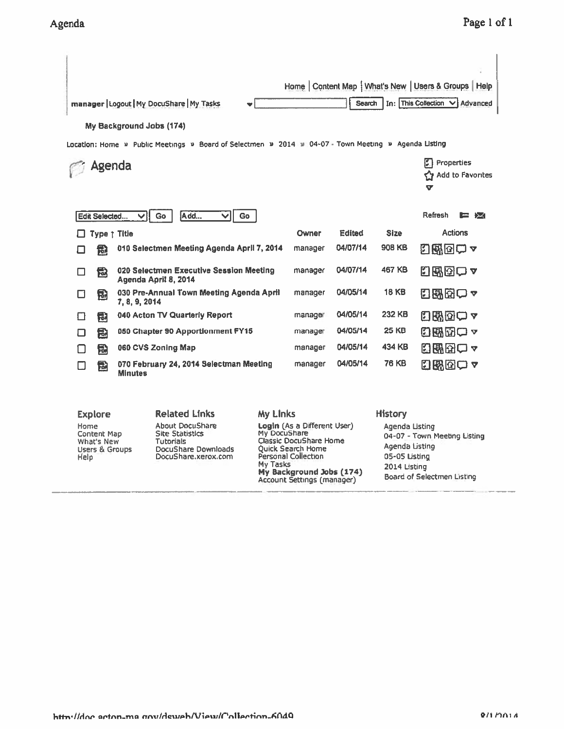Home | Content Map | What's New | Users & Groups | Help

manager | Logout | My DocuShare | My Tasks

Search In: This Collection Advanced

**My Background Jobs (174)**

Location: Home » Public Meetings » Board of Selectmen » 2014 » 04-07 - Town Meeting » Agenda Listing

# Agenda

Properties
Add to Favorites

Edit Selected... Go Add... Go

Refresh

| Type ↑ | Title | Owner | Edited | Size | Actions |
|---|---|---|---|---|---|
| PDF | **010 Selectmen Meeting Agenda April 7, 2014** | manager | 04/07/14 | 908 KB | |
| PDF | **020 Selectmen Executive Session Meeting Agenda April 8, 2014** | manager | 04/07/14 | 467 KB | |
| PDF | **030 Pre-Annual Town Meeting Agenda April 7, 8, 9, 2014** | manager | 04/05/14 | 18 KB | |
| PDF | **040 Acton TV Quarterly Report** | manager | 04/05/14 | 232 KB | |
| PDF | **050 Chapter 90 Apportionment FY15** | manager | 04/05/14 | 25 KB | |
| PDF | **060 CVS Zoning Map** | manager | 04/05/14 | 434 KB | |
| PDF | **070 February 24, 2014 Selectman Meeting Minutes** | manager | 04/05/14 | 76 KB | |

## Explore

Home
Content Map
What's New
Users & Groups
Help

## Related Links

About DocuShare
Site Statistics
Tutorials
DocuShare Downloads
DocuShare.xerox.com

## My Links

**Login** (As a Different User)
My DocuShare
Classic DocuShare Home
Quick Search Home
Personal Collection
My Tasks
**My Background Jobs (174)**
Account Settings (manager)

## History

Agenda Listing
04-07 - Town Meeting Listing
Agenda Listing
05-05 Listing
2014 Listing
Board of Selectmen Listing

http://doc.acton-ma.gov/dsweb/View/Collection-6049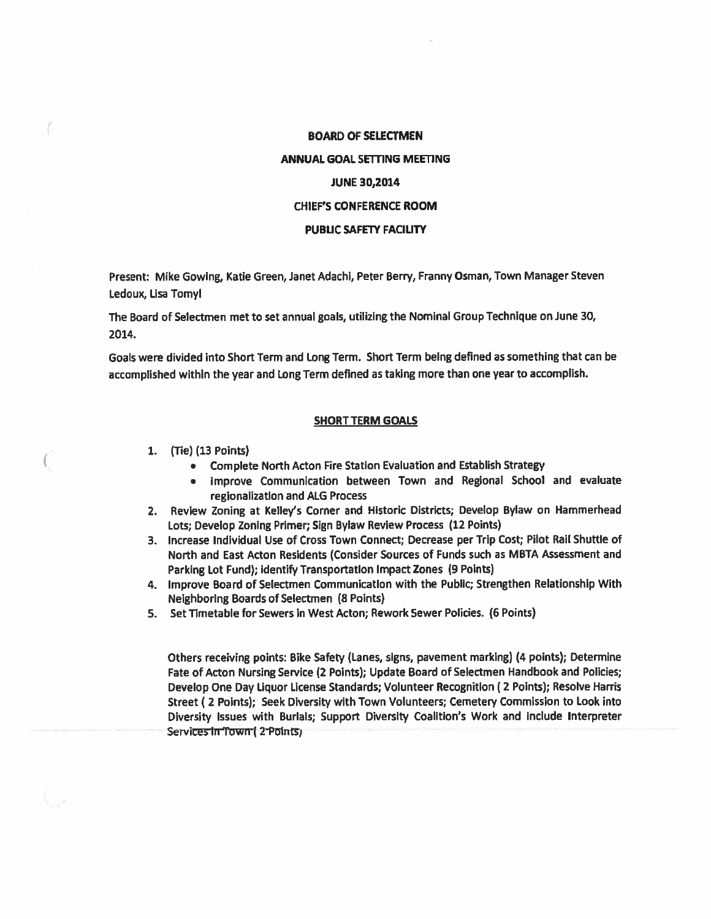**BOARD OF SELECTMEN**

**ANNUAL GOAL SETTING MEETING**

**JUNE 30,2014**

**CHIEF'S CONFERENCE ROOM**

**PUBLIC SAFETY FACILITY**

Present: Mike Gowing, Katie Green, Janet Adachi, Peter Berry, Franny Osman, Town Manager Steven Ledoux, Lisa Tomyl

The Board of Selectmen met to set annual goals, utilizing the Nominal Group Technique on June 30, 2014.

Goals were divided into Short Term and Long Term. Short Term being defined as something that can be accomplished within the year and Long Term defined as taking more than one year to accomplish.

**SHORT TERM GOALS**

1. (Tie) (13 Points)
   - Complete North Acton Fire Station Evaluation and Establish Strategy
   - Improve Communication between Town and Regional School and evaluate regionalization and ALG Process
2. Review Zoning at Kelley's Corner and Historic Districts; Develop Bylaw on Hammerhead Lots; Develop Zoning Primer; Sign Bylaw Review Process (12 Points)
3. Increase Individual Use of Cross Town Connect; Decrease per Trip Cost; Pilot Rail Shuttle of North and East Acton Residents (Consider Sources of Funds such as MBTA Assessment and Parking Lot Fund); identify Transportation Impact Zones (9 Points)
4. Improve Board of Selectmen Communication with the Public; Strengthen Relationship With Neighboring Boards of Selectmen (8 Points)
5. Set Timetable for Sewers in West Acton; Rework Sewer Policies. (6 Points)

Others receiving points: Bike Safety (Lanes, signs, pavement marking) (4 points); Determine Fate of Acton Nursing Service (2 Points); Update Board of Selectmen Handbook and Policies; Develop One Day Liquor License Standards; Volunteer Recognition ( 2 Points); Resolve Harris Street ( 2 Points); Seek Diversity with Town Volunteers; Cemetery Commission to Look into Diversity Issues with Burials; Support Diversity Coalition's Work and Include Interpreter Services in Town ( 2 Points)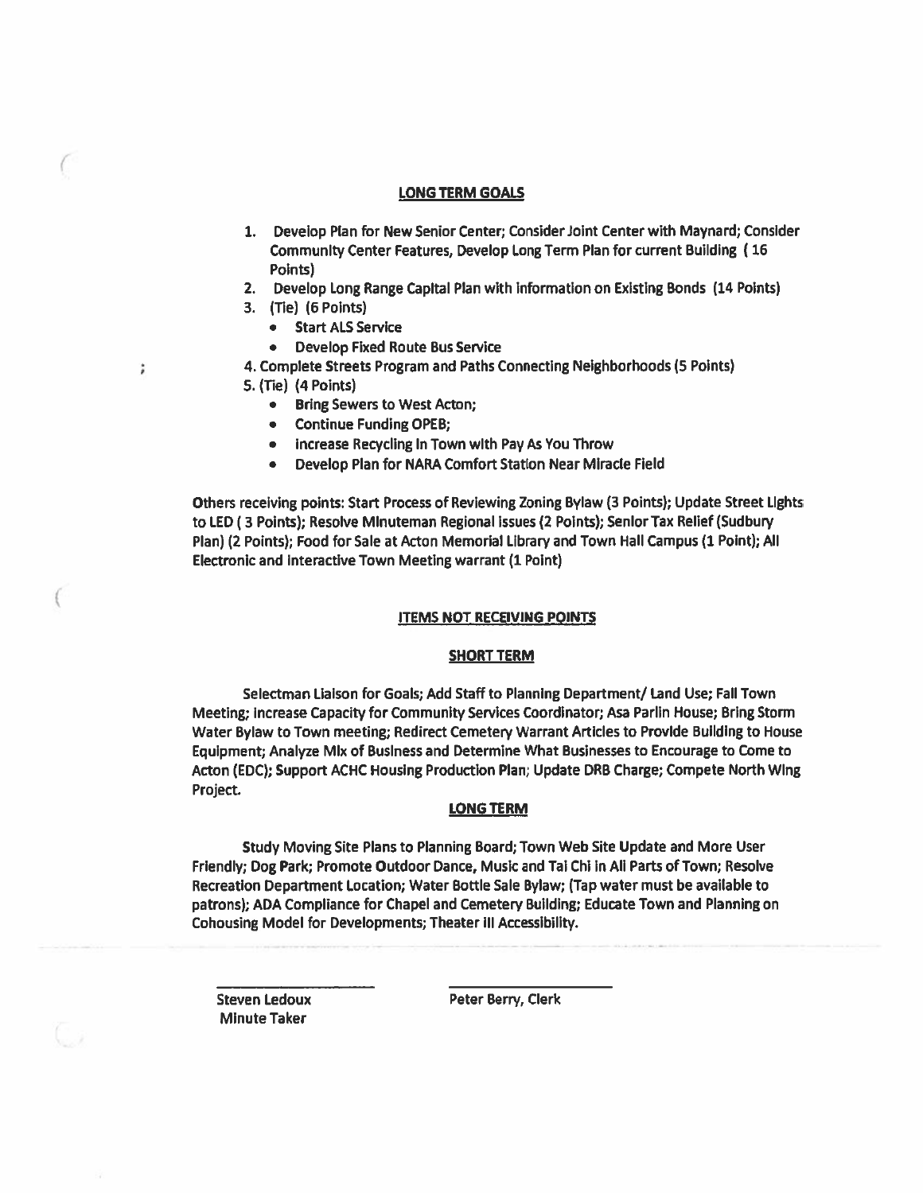## LONG TERM GOALS

1. Develop Plan for New Senior Center; Consider Joint Center with Maynard; Consider Community Center Features, Develop Long Term Plan for current Building ( 16 Points)
2. Develop Long Range Capital Plan with information on Existing Bonds (14 Points)
3. (Tie) (6 Points)
   - Start ALS Service
   - Develop Fixed Route Bus Service
4. Complete Streets Program and Paths Connecting Neighborhoods (5 Points)
5. (Tie) (4 Points)
   - Bring Sewers to West Acton;
   - Continue Funding OPEB;
   - Increase Recycling In Town with Pay As You Throw
   - Develop Plan for NARA Comfort Station Near Miracle Field

Others receiving points: Start Process of Reviewing Zoning Bylaw (3 Points); Update Street Lights to LED ( 3 Points); Resolve Minuteman Regional Issues (2 Points); Senior Tax Relief (Sudbury Plan) (2 Points); Food for Sale at Acton Memorial Library and Town Hall Campus (1 Point); All Electronic and Interactive Town Meeting warrant (1 Point)

## ITEMS NOT RECEIVING POINTS

### SHORT TERM

Selectman Liaison for Goals; Add Staff to Planning Department/ Land Use; Fall Town Meeting; Increase Capacity for Community Services Coordinator; Asa Parlin House; Bring Storm Water Bylaw to Town meeting; Redirect Cemetery Warrant Articles to Provide Building to House Equipment; Analyze Mix of Business and Determine What Businesses to Encourage to Come to Acton (EDC); Support ACHC Housing Production Plan; Update DRB Charge; Compete North Wing Project.

### LONG TERM

Study Moving Site Plans to Planning Board; Town Web Site Update and More User Friendly; Dog Park; Promote Outdoor Dance, Music and Tai Chi in All Parts of Town; Resolve Recreation Department Location; Water Bottle Sale Bylaw; (Tap water must be available to patrons); ADA Compliance for Chapel and Cemetery Building; Educate Town and Planning on Cohousing Model for Developments; Theater III Accessibility.

Steven Ledoux
Minute Taker

Peter Berry, Clerk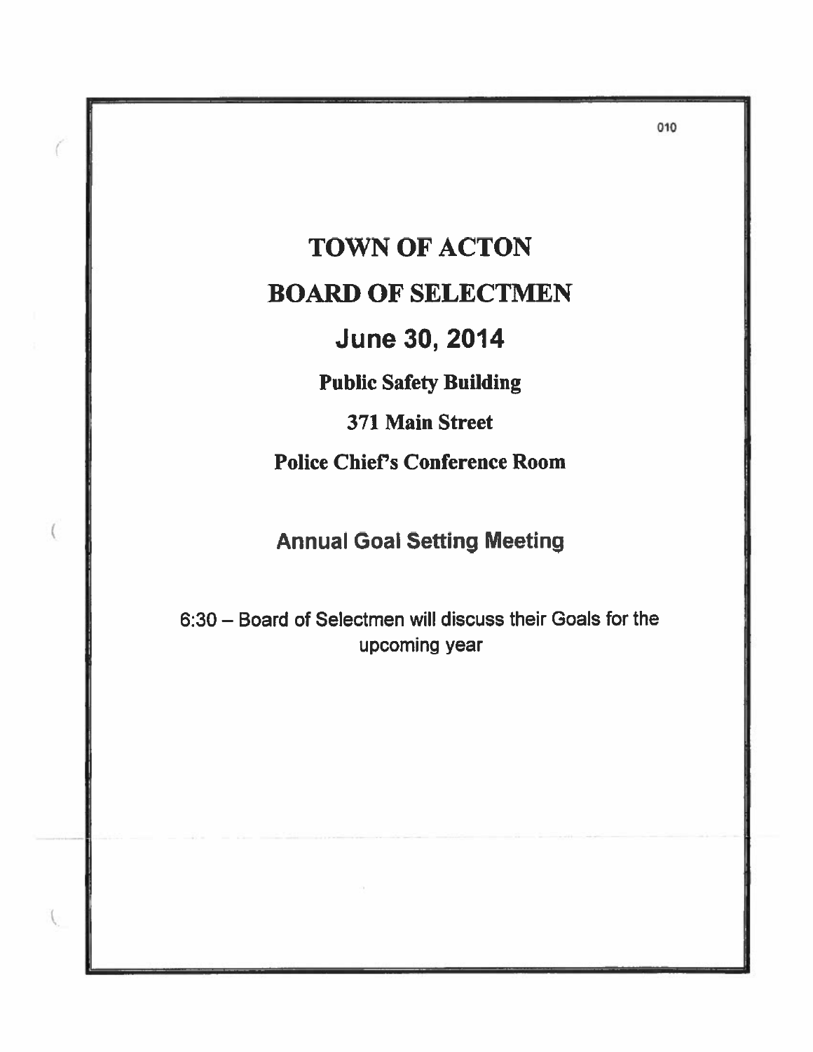# TOWN OF ACTON

# BOARD OF SELECTMEN

## June 30, 2014

**Public Safety Building**

**371 Main Street**

**Police Chief's Conference Room**

## Annual Goal Setting Meeting

6:30 – Board of Selectmen will discuss their Goals for the upcoming year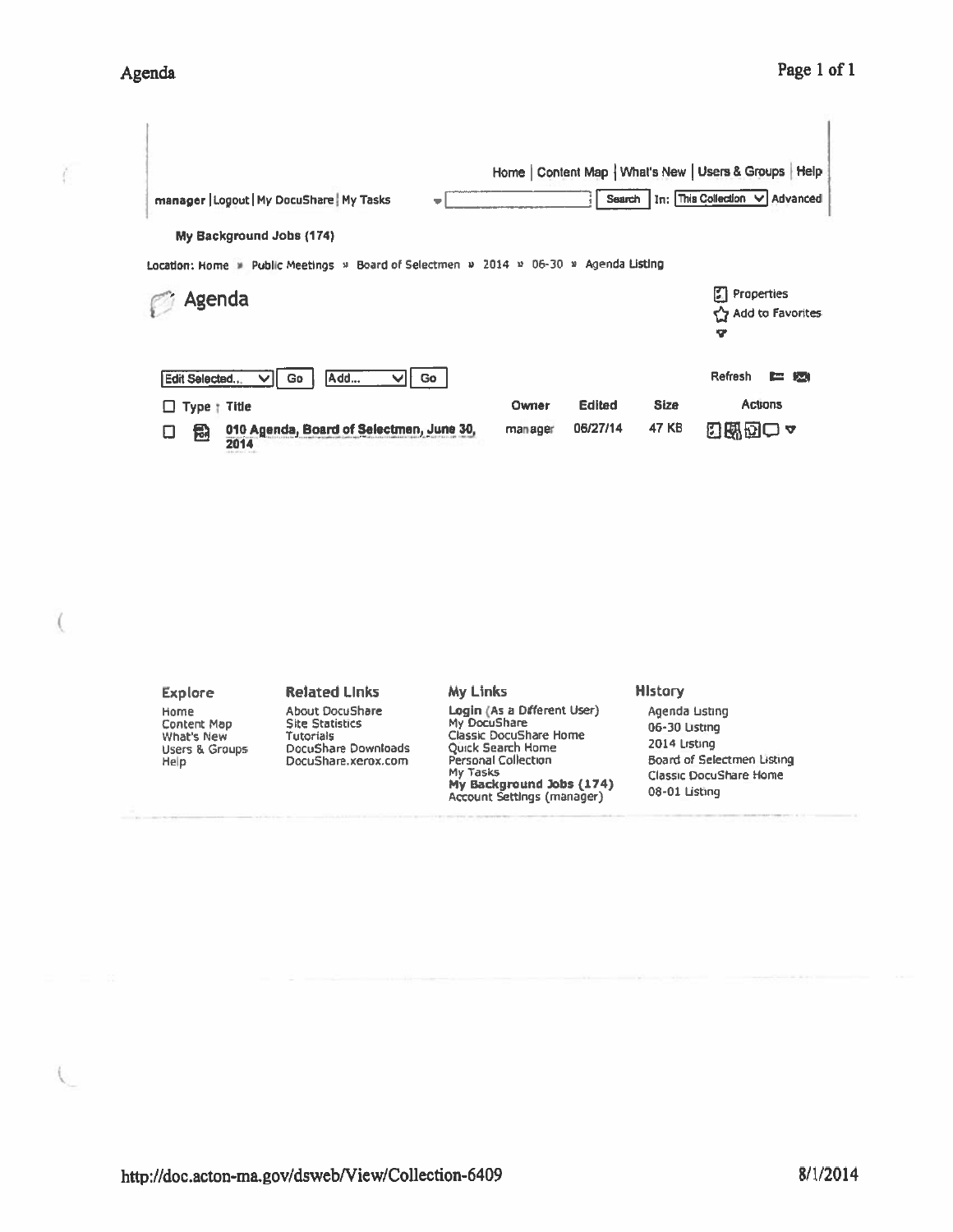Home | Content Map | What's New | Users & Groups | Help

manager | Logout | My DocuShare | My Tasks

Search | In: This Collection | Advanced

**My Background Jobs (174)**

Location: Home » Public Meetings » Board of Selectmen » 2014 » 06-30 » Agenda Listing

# Agenda

Properties

Add to Favorites

Edit Selected... Go | Add... Go

Refresh

| Type | Title | Owner | Edited | Size | Actions |
|---|---|---|---|---|---|
| PDF | **010 Agenda, Board of Selectmen, June 30, 2014** | manager | 06/27/14 | 47 KB | |

**Explore**

Home
Content Map
What's New
Users & Groups
Help

**Related Links**

About DocuShare
Site Statistics
Tutorials
DocuShare Downloads
DocuShare.xerox.com

**My Links**

**Login** (As a Different User)
My DocuShare
Classic DocuShare Home
Quick Search Home
Personal Collection
My Tasks
**My Background Jobs (174)**
Account Settings (manager)

**History**

Agenda Listing
06-30 Listing
2014 Listing
Board of Selectmen Listing
Classic DocuShare Home
08-01 Listing

http://doc.acton-ma.gov/dsweb/View/Collection-6409 8/1/2014